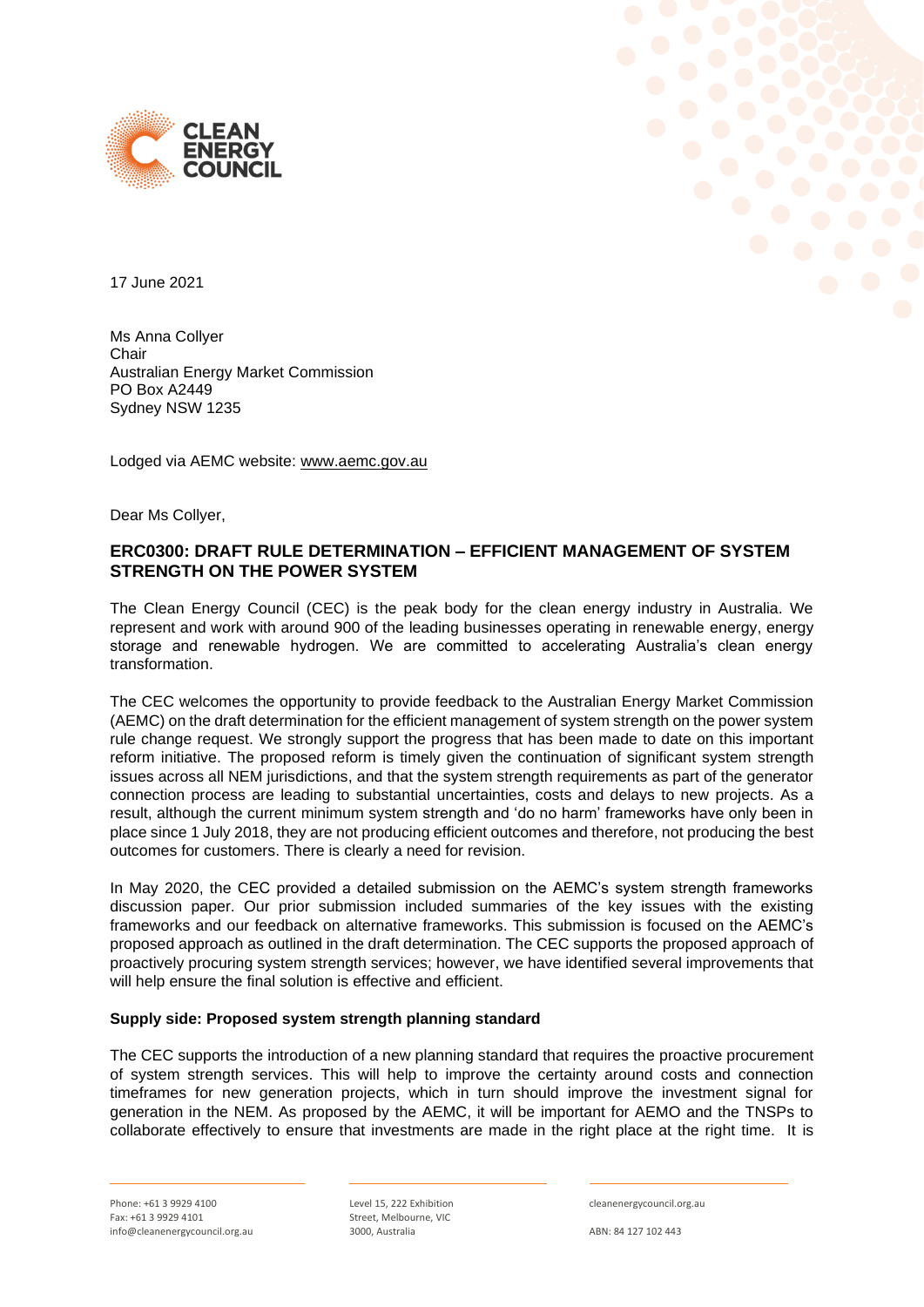17 June 2021

Ms Anna Collyer
Chair
Australian Energy Market Commission
PO Box A2449
Sydney NSW 1235

Lodged via AEMC website: www.aemc.gov.au

Dear Ms Collyer,

## ERC0300: DRAFT RULE DETERMINATION – EFFICIENT MANAGEMENT OF SYSTEM STRENGTH ON THE POWER SYSTEM

The Clean Energy Council (CEC) is the peak body for the clean energy industry in Australia. We represent and work with around 900 of the leading businesses operating in renewable energy, energy storage and renewable hydrogen. We are committed to accelerating Australia's clean energy transformation.

The CEC welcomes the opportunity to provide feedback to the Australian Energy Market Commission (AEMC) on the draft determination for the efficient management of system strength on the power system rule change request. We strongly support the progress that has been made to date on this important reform initiative. The proposed reform is timely given the continuation of significant system strength issues across all NEM jurisdictions, and that the system strength requirements as part of the generator connection process are leading to substantial uncertainties, costs and delays to new projects. As a result, although the current minimum system strength and 'do no harm' frameworks have only been in place since 1 July 2018, they are not producing efficient outcomes and therefore, not producing the best outcomes for customers. There is clearly a need for revision.

In May 2020, the CEC provided a detailed submission on the AEMC's system strength frameworks discussion paper. Our prior submission included summaries of the key issues with the existing frameworks and our feedback on alternative frameworks. This submission is focused on the AEMC's proposed approach as outlined in the draft determination. The CEC supports the proposed approach of proactively procuring system strength services; however, we have identified several improvements that will help ensure the final solution is effective and efficient.

### Supply side: Proposed system strength planning standard

The CEC supports the introduction of a new planning standard that requires the proactive procurement of system strength services. This will help to improve the certainty around costs and connection timeframes for new generation projects, which in turn should improve the investment signal for generation in the NEM. As proposed by the AEMC, it will be important for AEMO and the TNSPs to collaborate effectively to ensure that investments are made in the right place at the right time. It is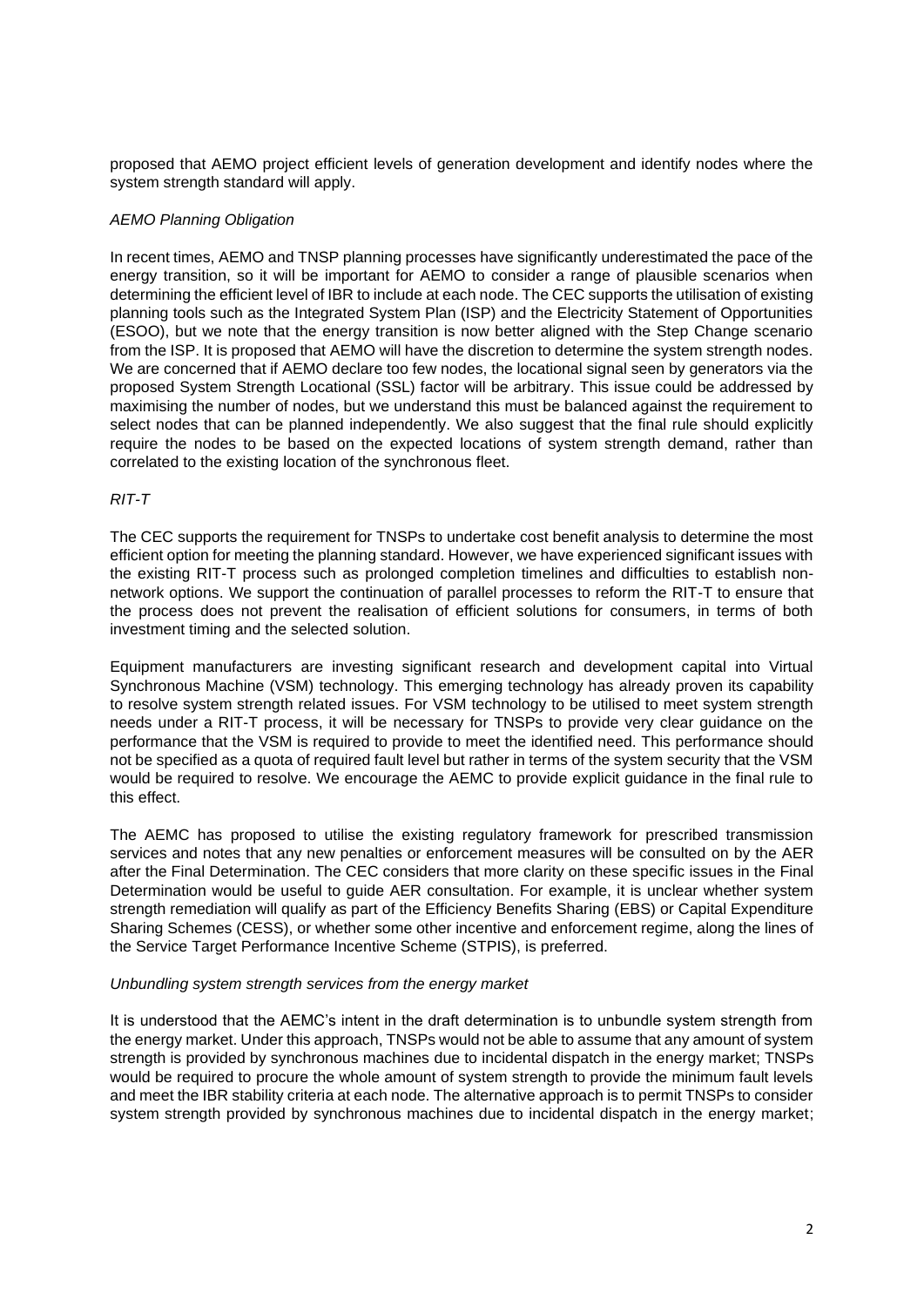proposed that AEMO project efficient levels of generation development and identify nodes where the system strength standard will apply.

*AEMO Planning Obligation*

In recent times, AEMO and TNSP planning processes have significantly underestimated the pace of the energy transition, so it will be important for AEMO to consider a range of plausible scenarios when determining the efficient level of IBR to include at each node. The CEC supports the utilisation of existing planning tools such as the Integrated System Plan (ISP) and the Electricity Statement of Opportunities (ESOO), but we note that the energy transition is now better aligned with the Step Change scenario from the ISP. It is proposed that AEMO will have the discretion to determine the system strength nodes. We are concerned that if AEMO declare too few nodes, the locational signal seen by generators via the proposed System Strength Locational (SSL) factor will be arbitrary. This issue could be addressed by maximising the number of nodes, but we understand this must be balanced against the requirement to select nodes that can be planned independently. We also suggest that the final rule should explicitly require the nodes to be based on the expected locations of system strength demand, rather than correlated to the existing location of the synchronous fleet.

*RIT-T*

The CEC supports the requirement for TNSPs to undertake cost benefit analysis to determine the most efficient option for meeting the planning standard. However, we have experienced significant issues with the existing RIT-T process such as prolonged completion timelines and difficulties to establish non-network options. We support the continuation of parallel processes to reform the RIT-T to ensure that the process does not prevent the realisation of efficient solutions for consumers, in terms of both investment timing and the selected solution.

Equipment manufacturers are investing significant research and development capital into Virtual Synchronous Machine (VSM) technology. This emerging technology has already proven its capability to resolve system strength related issues. For VSM technology to be utilised to meet system strength needs under a RIT-T process, it will be necessary for TNSPs to provide very clear guidance on the performance that the VSM is required to provide to meet the identified need. This performance should not be specified as a quota of required fault level but rather in terms of the system security that the VSM would be required to resolve. We encourage the AEMC to provide explicit guidance in the final rule to this effect.

The AEMC has proposed to utilise the existing regulatory framework for prescribed transmission services and notes that any new penalties or enforcement measures will be consulted on by the AER after the Final Determination. The CEC considers that more clarity on these specific issues in the Final Determination would be useful to guide AER consultation. For example, it is unclear whether system strength remediation will qualify as part of the Efficiency Benefits Sharing (EBS) or Capital Expenditure Sharing Schemes (CESS), or whether some other incentive and enforcement regime, along the lines of the Service Target Performance Incentive Scheme (STPIS), is preferred.

*Unbundling system strength services from the energy market*

It is understood that the AEMC's intent in the draft determination is to unbundle system strength from the energy market. Under this approach, TNSPs would not be able to assume that any amount of system strength is provided by synchronous machines due to incidental dispatch in the energy market; TNSPs would be required to procure the whole amount of system strength to provide the minimum fault levels and meet the IBR stability criteria at each node. The alternative approach is to permit TNSPs to consider system strength provided by synchronous machines due to incidental dispatch in the energy market;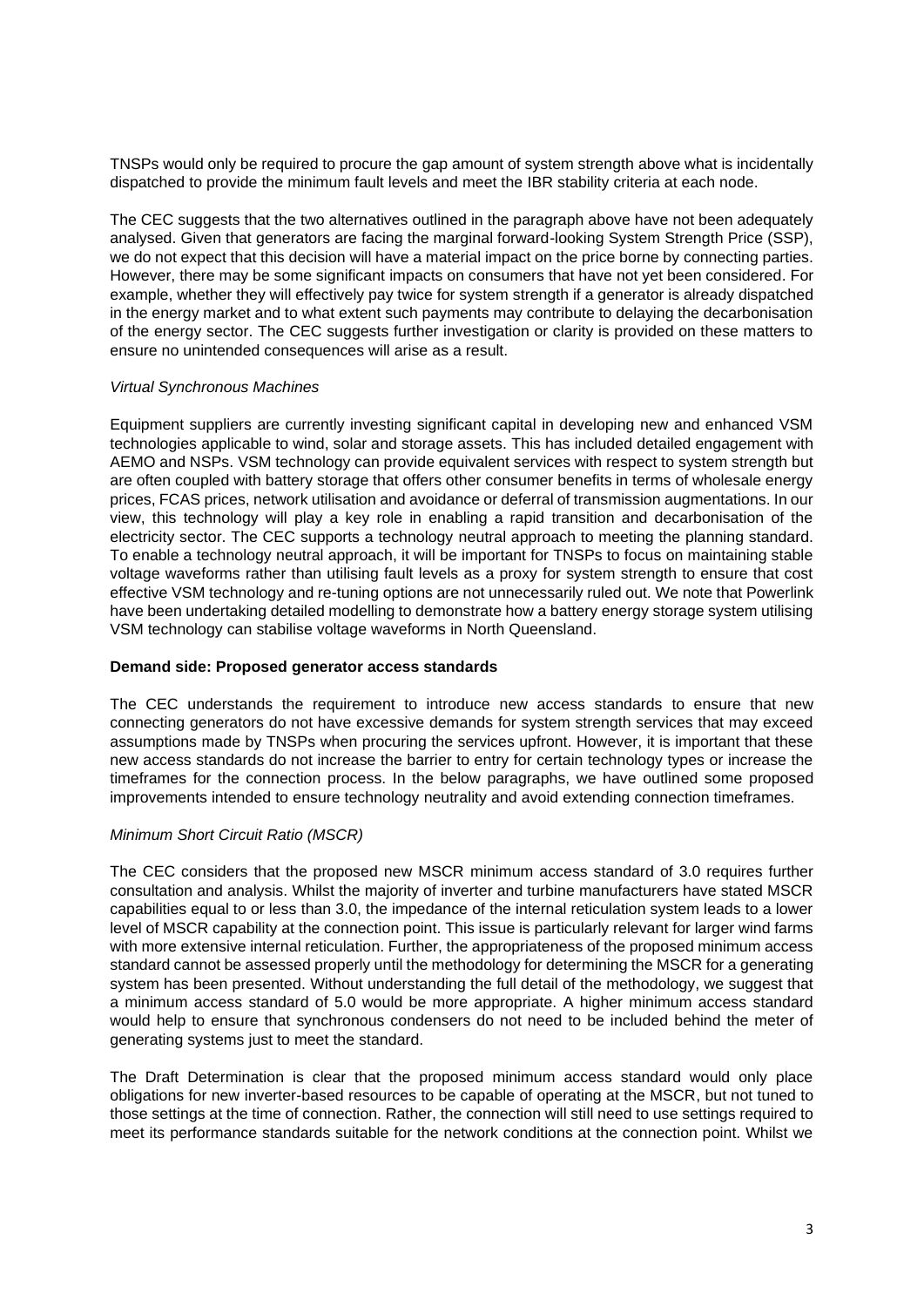TNSPs would only be required to procure the gap amount of system strength above what is incidentally dispatched to provide the minimum fault levels and meet the IBR stability criteria at each node.

The CEC suggests that the two alternatives outlined in the paragraph above have not been adequately analysed. Given that generators are facing the marginal forward-looking System Strength Price (SSP), we do not expect that this decision will have a material impact on the price borne by connecting parties. However, there may be some significant impacts on consumers that have not yet been considered. For example, whether they will effectively pay twice for system strength if a generator is already dispatched in the energy market and to what extent such payments may contribute to delaying the decarbonisation of the energy sector. The CEC suggests further investigation or clarity is provided on these matters to ensure no unintended consequences will arise as a result.

*Virtual Synchronous Machines*

Equipment suppliers are currently investing significant capital in developing new and enhanced VSM technologies applicable to wind, solar and storage assets. This has included detailed engagement with AEMO and NSPs. VSM technology can provide equivalent services with respect to system strength but are often coupled with battery storage that offers other consumer benefits in terms of wholesale energy prices, FCAS prices, network utilisation and avoidance or deferral of transmission augmentations. In our view, this technology will play a key role in enabling a rapid transition and decarbonisation of the electricity sector. The CEC supports a technology neutral approach to meeting the planning standard. To enable a technology neutral approach, it will be important for TNSPs to focus on maintaining stable voltage waveforms rather than utilising fault levels as a proxy for system strength to ensure that cost effective VSM technology and re-tuning options are not unnecessarily ruled out. We note that Powerlink have been undertaking detailed modelling to demonstrate how a battery energy storage system utilising VSM technology can stabilise voltage waveforms in North Queensland.

**Demand side: Proposed generator access standards**

The CEC understands the requirement to introduce new access standards to ensure that new connecting generators do not have excessive demands for system strength services that may exceed assumptions made by TNSPs when procuring the services upfront. However, it is important that these new access standards do not increase the barrier to entry for certain technology types or increase the timeframes for the connection process. In the below paragraphs, we have outlined some proposed improvements intended to ensure technology neutrality and avoid extending connection timeframes.

*Minimum Short Circuit Ratio (MSCR)*

The CEC considers that the proposed new MSCR minimum access standard of 3.0 requires further consultation and analysis. Whilst the majority of inverter and turbine manufacturers have stated MSCR capabilities equal to or less than 3.0, the impedance of the internal reticulation system leads to a lower level of MSCR capability at the connection point. This issue is particularly relevant for larger wind farms with more extensive internal reticulation. Further, the appropriateness of the proposed minimum access standard cannot be assessed properly until the methodology for determining the MSCR for a generating system has been presented. Without understanding the full detail of the methodology, we suggest that a minimum access standard of 5.0 would be more appropriate. A higher minimum access standard would help to ensure that synchronous condensers do not need to be included behind the meter of generating systems just to meet the standard.

The Draft Determination is clear that the proposed minimum access standard would only place obligations for new inverter-based resources to be capable of operating at the MSCR, but not tuned to those settings at the time of connection. Rather, the connection will still need to use settings required to meet its performance standards suitable for the network conditions at the connection point. Whilst we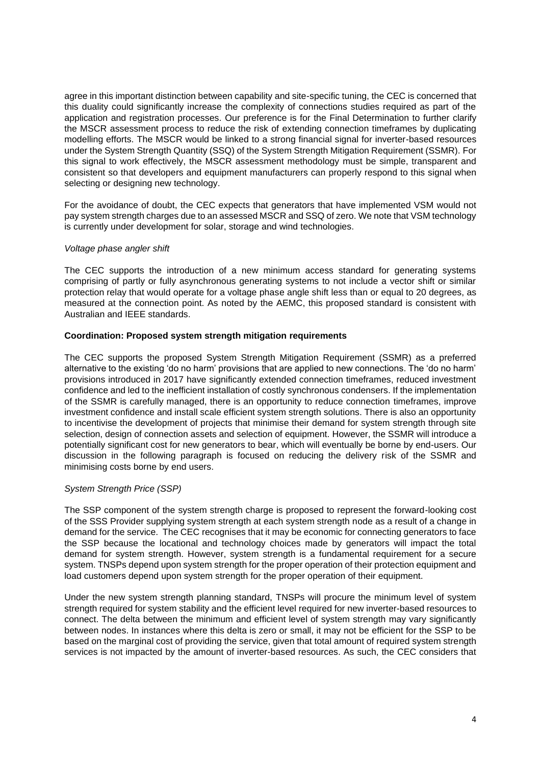agree in this important distinction between capability and site-specific tuning, the CEC is concerned that this duality could significantly increase the complexity of connections studies required as part of the application and registration processes. Our preference is for the Final Determination to further clarify the MSCR assessment process to reduce the risk of extending connection timeframes by duplicating modelling efforts. The MSCR would be linked to a strong financial signal for inverter-based resources under the System Strength Quantity (SSQ) of the System Strength Mitigation Requirement (SSMR). For this signal to work effectively, the MSCR assessment methodology must be simple, transparent and consistent so that developers and equipment manufacturers can properly respond to this signal when selecting or designing new technology.

For the avoidance of doubt, the CEC expects that generators that have implemented VSM would not pay system strength charges due to an assessed MSCR and SSQ of zero. We note that VSM technology is currently under development for solar, storage and wind technologies.

*Voltage phase angler shift*

The CEC supports the introduction of a new minimum access standard for generating systems comprising of partly or fully asynchronous generating systems to not include a vector shift or similar protection relay that would operate for a voltage phase angle shift less than or equal to 20 degrees, as measured at the connection point. As noted by the AEMC, this proposed standard is consistent with Australian and IEEE standards.

**Coordination: Proposed system strength mitigation requirements**

The CEC supports the proposed System Strength Mitigation Requirement (SSMR) as a preferred alternative to the existing 'do no harm' provisions that are applied to new connections. The 'do no harm' provisions introduced in 2017 have significantly extended connection timeframes, reduced investment confidence and led to the inefficient installation of costly synchronous condensers. If the implementation of the SSMR is carefully managed, there is an opportunity to reduce connection timeframes, improve investment confidence and install scale efficient system strength solutions. There is also an opportunity to incentivise the development of projects that minimise their demand for system strength through site selection, design of connection assets and selection of equipment. However, the SSMR will introduce a potentially significant cost for new generators to bear, which will eventually be borne by end-users. Our discussion in the following paragraph is focused on reducing the delivery risk of the SSMR and minimising costs borne by end users.

*System Strength Price (SSP)*

The SSP component of the system strength charge is proposed to represent the forward-looking cost of the SSS Provider supplying system strength at each system strength node as a result of a change in demand for the service. The CEC recognises that it may be economic for connecting generators to face the SSP because the locational and technology choices made by generators will impact the total demand for system strength. However, system strength is a fundamental requirement for a secure system. TNSPs depend upon system strength for the proper operation of their protection equipment and load customers depend upon system strength for the proper operation of their equipment.

Under the new system strength planning standard, TNSPs will procure the minimum level of system strength required for system stability and the efficient level required for new inverter-based resources to connect. The delta between the minimum and efficient level of system strength may vary significantly between nodes. In instances where this delta is zero or small, it may not be efficient for the SSP to be based on the marginal cost of providing the service, given that total amount of required system strength services is not impacted by the amount of inverter-based resources. As such, the CEC considers that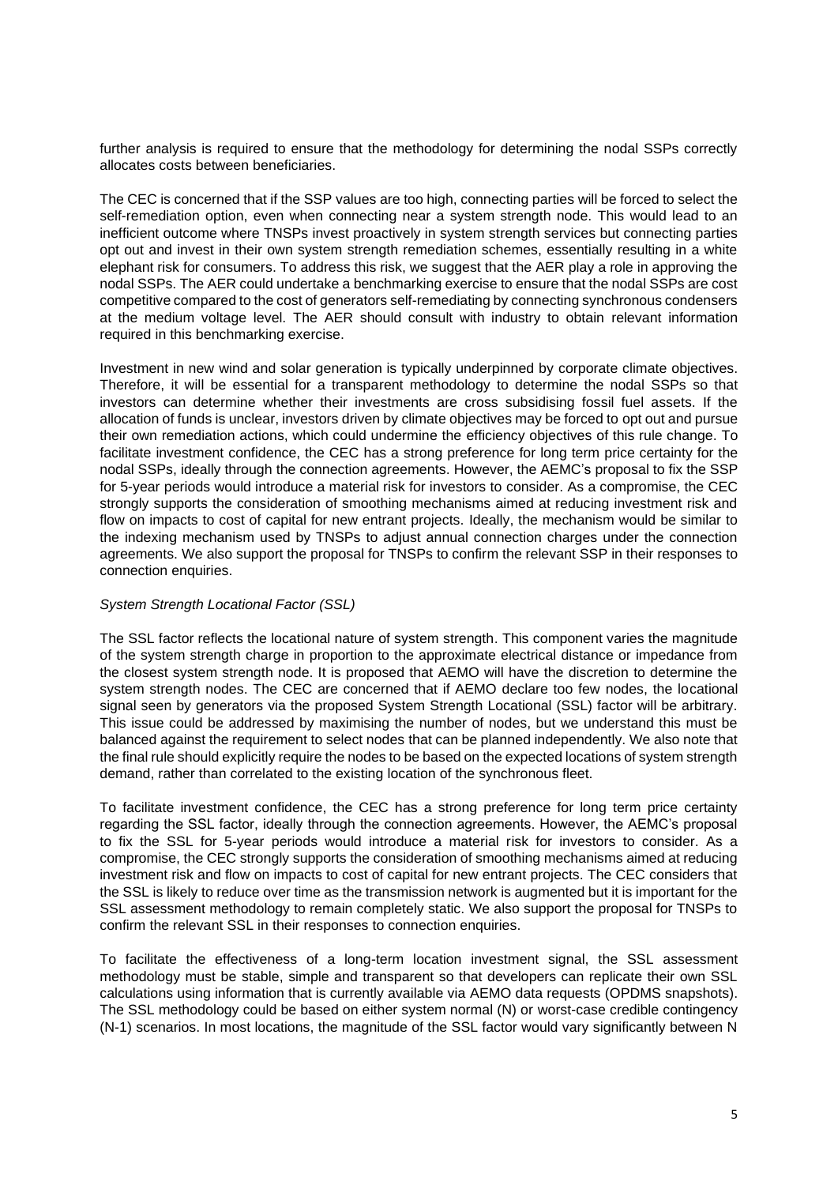further analysis is required to ensure that the methodology for determining the nodal SSPs correctly allocates costs between beneficiaries.

The CEC is concerned that if the SSP values are too high, connecting parties will be forced to select the self-remediation option, even when connecting near a system strength node. This would lead to an inefficient outcome where TNSPs invest proactively in system strength services but connecting parties opt out and invest in their own system strength remediation schemes, essentially resulting in a white elephant risk for consumers. To address this risk, we suggest that the AER play a role in approving the nodal SSPs. The AER could undertake a benchmarking exercise to ensure that the nodal SSPs are cost competitive compared to the cost of generators self-remediating by connecting synchronous condensers at the medium voltage level. The AER should consult with industry to obtain relevant information required in this benchmarking exercise.

Investment in new wind and solar generation is typically underpinned by corporate climate objectives. Therefore, it will be essential for a transparent methodology to determine the nodal SSPs so that investors can determine whether their investments are cross subsidising fossil fuel assets. If the allocation of funds is unclear, investors driven by climate objectives may be forced to opt out and pursue their own remediation actions, which could undermine the efficiency objectives of this rule change. To facilitate investment confidence, the CEC has a strong preference for long term price certainty for the nodal SSPs, ideally through the connection agreements. However, the AEMC's proposal to fix the SSP for 5-year periods would introduce a material risk for investors to consider. As a compromise, the CEC strongly supports the consideration of smoothing mechanisms aimed at reducing investment risk and flow on impacts to cost of capital for new entrant projects. Ideally, the mechanism would be similar to the indexing mechanism used by TNSPs to adjust annual connection charges under the connection agreements. We also support the proposal for TNSPs to confirm the relevant SSP in their responses to connection enquiries.

*System Strength Locational Factor (SSL)*

The SSL factor reflects the locational nature of system strength. This component varies the magnitude of the system strength charge in proportion to the approximate electrical distance or impedance from the closest system strength node. It is proposed that AEMO will have the discretion to determine the system strength nodes. The CEC are concerned that if AEMO declare too few nodes, the locational signal seen by generators via the proposed System Strength Locational (SSL) factor will be arbitrary. This issue could be addressed by maximising the number of nodes, but we understand this must be balanced against the requirement to select nodes that can be planned independently. We also note that the final rule should explicitly require the nodes to be based on the expected locations of system strength demand, rather than correlated to the existing location of the synchronous fleet.

To facilitate investment confidence, the CEC has a strong preference for long term price certainty regarding the SSL factor, ideally through the connection agreements. However, the AEMC's proposal to fix the SSL for 5-year periods would introduce a material risk for investors to consider. As a compromise, the CEC strongly supports the consideration of smoothing mechanisms aimed at reducing investment risk and flow on impacts to cost of capital for new entrant projects. The CEC considers that the SSL is likely to reduce over time as the transmission network is augmented but it is important for the SSL assessment methodology to remain completely static. We also support the proposal for TNSPs to confirm the relevant SSL in their responses to connection enquiries.

To facilitate the effectiveness of a long-term location investment signal, the SSL assessment methodology must be stable, simple and transparent so that developers can replicate their own SSL calculations using information that is currently available via AEMO data requests (OPDMS snapshots). The SSL methodology could be based on either system normal (N) or worst-case credible contingency (N-1) scenarios. In most locations, the magnitude of the SSL factor would vary significantly between N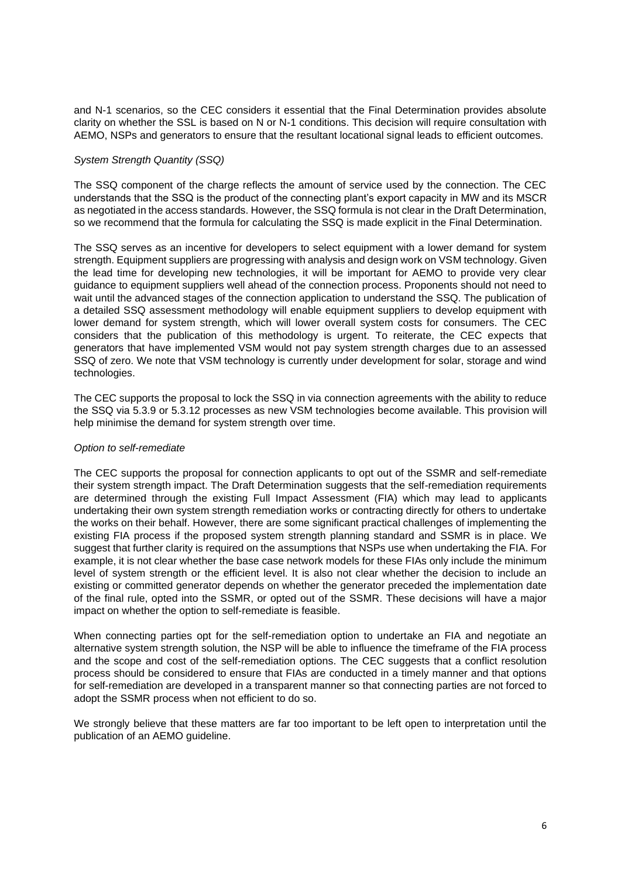and N-1 scenarios, so the CEC considers it essential that the Final Determination provides absolute clarity on whether the SSL is based on N or N-1 conditions. This decision will require consultation with AEMO, NSPs and generators to ensure that the resultant locational signal leads to efficient outcomes.

*System Strength Quantity (SSQ)*

The SSQ component of the charge reflects the amount of service used by the connection. The CEC understands that the SSQ is the product of the connecting plant's export capacity in MW and its MSCR as negotiated in the access standards. However, the SSQ formula is not clear in the Draft Determination, so we recommend that the formula for calculating the SSQ is made explicit in the Final Determination.

The SSQ serves as an incentive for developers to select equipment with a lower demand for system strength. Equipment suppliers are progressing with analysis and design work on VSM technology. Given the lead time for developing new technologies, it will be important for AEMO to provide very clear guidance to equipment suppliers well ahead of the connection process. Proponents should not need to wait until the advanced stages of the connection application to understand the SSQ. The publication of a detailed SSQ assessment methodology will enable equipment suppliers to develop equipment with lower demand for system strength, which will lower overall system costs for consumers. The CEC considers that the publication of this methodology is urgent. To reiterate, the CEC expects that generators that have implemented VSM would not pay system strength charges due to an assessed SSQ of zero. We note that VSM technology is currently under development for solar, storage and wind technologies.

The CEC supports the proposal to lock the SSQ in via connection agreements with the ability to reduce the SSQ via 5.3.9 or 5.3.12 processes as new VSM technologies become available. This provision will help minimise the demand for system strength over time.

*Option to self-remediate*

The CEC supports the proposal for connection applicants to opt out of the SSMR and self-remediate their system strength impact. The Draft Determination suggests that the self-remediation requirements are determined through the existing Full Impact Assessment (FIA) which may lead to applicants undertaking their own system strength remediation works or contracting directly for others to undertake the works on their behalf. However, there are some significant practical challenges of implementing the existing FIA process if the proposed system strength planning standard and SSMR is in place. We suggest that further clarity is required on the assumptions that NSPs use when undertaking the FIA. For example, it is not clear whether the base case network models for these FIAs only include the minimum level of system strength or the efficient level. It is also not clear whether the decision to include an existing or committed generator depends on whether the generator preceded the implementation date of the final rule, opted into the SSMR, or opted out of the SSMR. These decisions will have a major impact on whether the option to self-remediate is feasible.

When connecting parties opt for the self-remediation option to undertake an FIA and negotiate an alternative system strength solution, the NSP will be able to influence the timeframe of the FIA process and the scope and cost of the self-remediation options. The CEC suggests that a conflict resolution process should be considered to ensure that FIAs are conducted in a timely manner and that options for self-remediation are developed in a transparent manner so that connecting parties are not forced to adopt the SSMR process when not efficient to do so.

We strongly believe that these matters are far too important to be left open to interpretation until the publication of an AEMO guideline.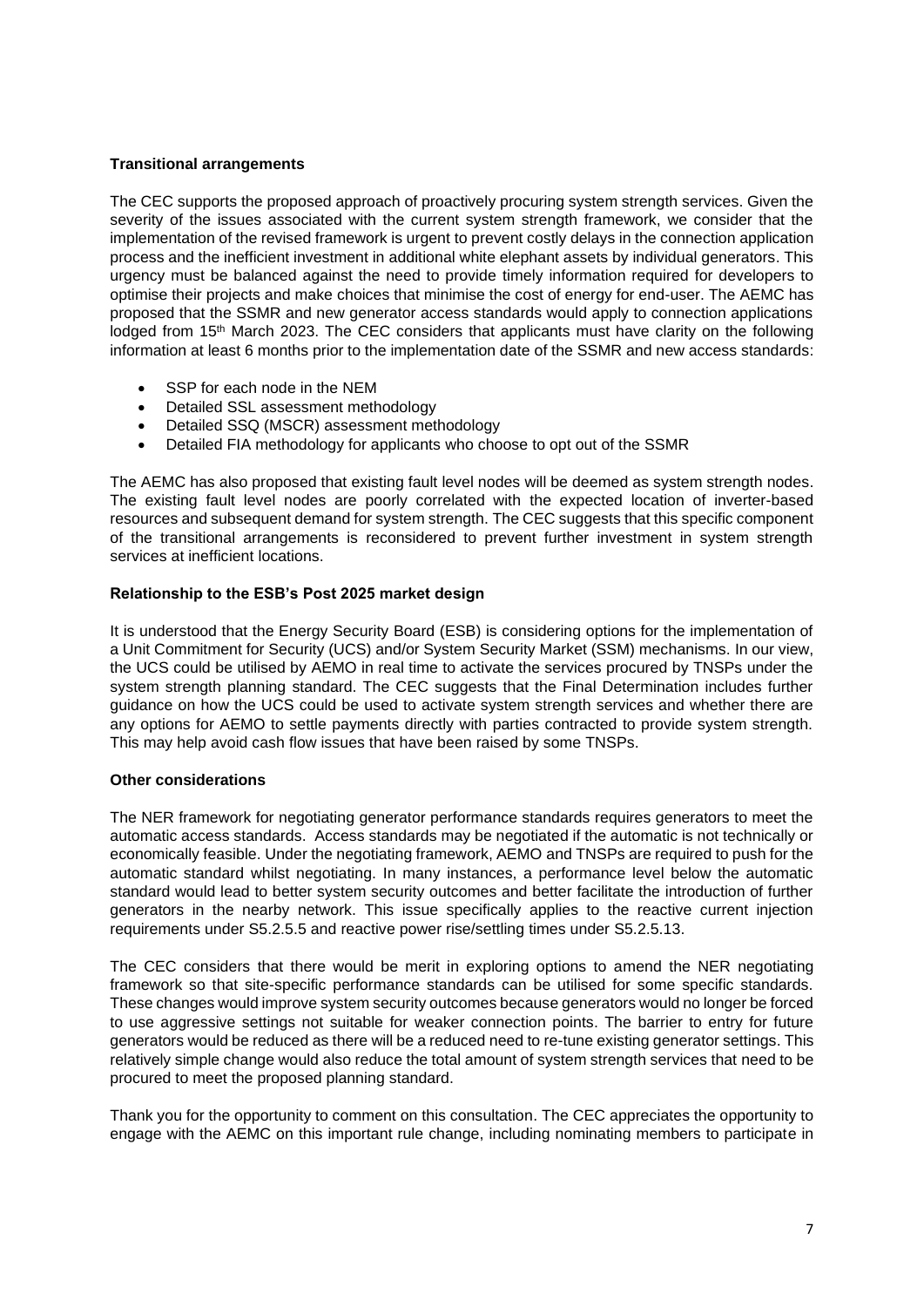**Transitional arrangements**

The CEC supports the proposed approach of proactively procuring system strength services. Given the severity of the issues associated with the current system strength framework, we consider that the implementation of the revised framework is urgent to prevent costly delays in the connection application process and the inefficient investment in additional white elephant assets by individual generators. This urgency must be balanced against the need to provide timely information required for developers to optimise their projects and make choices that minimise the cost of energy for end-user. The AEMC has proposed that the SSMR and new generator access standards would apply to connection applications lodged from 15th March 2023. The CEC considers that applicants must have clarity on the following information at least 6 months prior to the implementation date of the SSMR and new access standards:

- SSP for each node in the NEM
- Detailed SSL assessment methodology
- Detailed SSQ (MSCR) assessment methodology
- Detailed FIA methodology for applicants who choose to opt out of the SSMR

The AEMC has also proposed that existing fault level nodes will be deemed as system strength nodes. The existing fault level nodes are poorly correlated with the expected location of inverter-based resources and subsequent demand for system strength. The CEC suggests that this specific component of the transitional arrangements is reconsidered to prevent further investment in system strength services at inefficient locations.

**Relationship to the ESB's Post 2025 market design**

It is understood that the Energy Security Board (ESB) is considering options for the implementation of a Unit Commitment for Security (UCS) and/or System Security Market (SSM) mechanisms. In our view, the UCS could be utilised by AEMO in real time to activate the services procured by TNSPs under the system strength planning standard. The CEC suggests that the Final Determination includes further guidance on how the UCS could be used to activate system strength services and whether there are any options for AEMO to settle payments directly with parties contracted to provide system strength. This may help avoid cash flow issues that have been raised by some TNSPs.

**Other considerations**

The NER framework for negotiating generator performance standards requires generators to meet the automatic access standards. Access standards may be negotiated if the automatic is not technically or economically feasible. Under the negotiating framework, AEMO and TNSPs are required to push for the automatic standard whilst negotiating. In many instances, a performance level below the automatic standard would lead to better system security outcomes and better facilitate the introduction of further generators in the nearby network. This issue specifically applies to the reactive current injection requirements under S5.2.5.5 and reactive power rise/settling times under S5.2.5.13.

The CEC considers that there would be merit in exploring options to amend the NER negotiating framework so that site-specific performance standards can be utilised for some specific standards. These changes would improve system security outcomes because generators would no longer be forced to use aggressive settings not suitable for weaker connection points. The barrier to entry for future generators would be reduced as there will be a reduced need to re-tune existing generator settings. This relatively simple change would also reduce the total amount of system strength services that need to be procured to meet the proposed planning standard.

Thank you for the opportunity to comment on this consultation. The CEC appreciates the opportunity to engage with the AEMC on this important rule change, including nominating members to participate in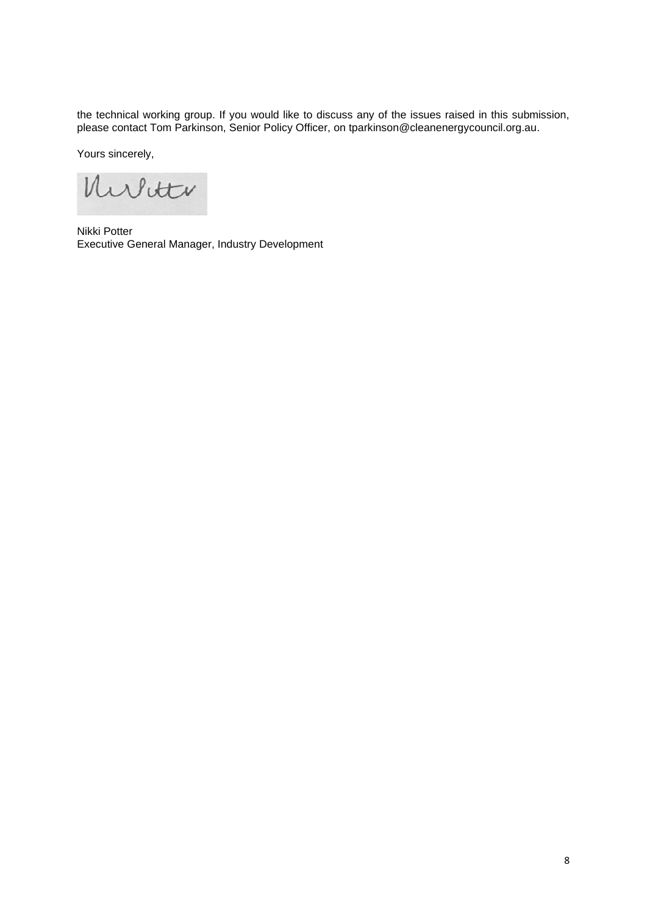the technical working group. If you would like to discuss any of the issues raised in this submission, please contact Tom Parkinson, Senior Policy Officer, on tparkinson@cleanenergycouncil.org.au.

Yours sincerely,

Nikki Potter
Executive General Manager, Industry Development